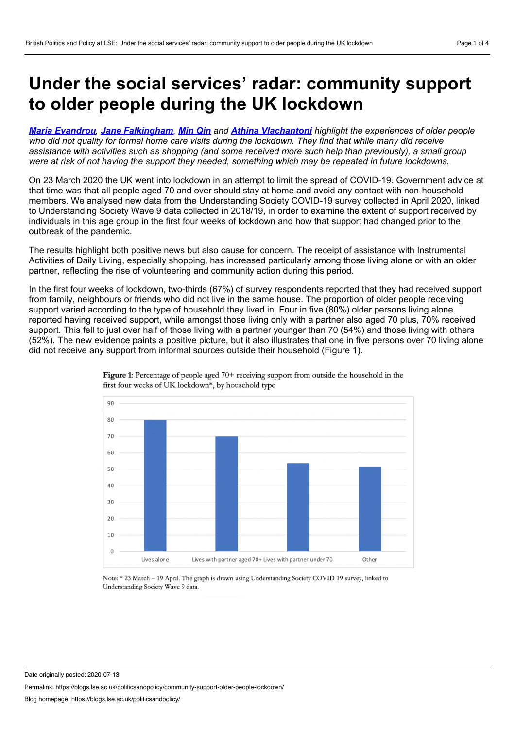# Under the social services' radar: community support to older people during the UK lockdown

***Maria Evandrou*, *Jane Falkingham*, *Min Qin* and *Athina Vlachantoni* highlight the experiences of older people who did not quality for formal home care visits during the lockdown. They find that while many did receive assistance with activities such as shopping (and some received more such help than previously), a small group were at risk of not having the support they needed, something which may be repeated in future lockdowns.**

On 23 March 2020 the UK went into lockdown in an attempt to limit the spread of COVID-19. Government advice at that time was that all people aged 70 and over should stay at home and avoid any contact with non-household members. We analysed new data from the Understanding Society COVID-19 survey collected in April 2020, linked to Understanding Society Wave 9 data collected in 2018/19, in order to examine the extent of support received by individuals in this age group in the first four weeks of lockdown and how that support had changed prior to the outbreak of the pandemic.

The results highlight both positive news but also cause for concern. The receipt of assistance with Instrumental Activities of Daily Living, especially shopping, has increased particularly among those living alone or with an older partner, reflecting the rise of volunteering and community action during this period.

In the first four weeks of lockdown, two-thirds (67%) of survey respondents reported that they had received support from family, neighbours or friends who did not live in the same house. The proportion of older people receiving support varied according to the type of household they lived in. Four in five (80%) older persons living alone reported having received support, while amongst those living only with a partner also aged 70 plus, 70% received support. This fell to just over half of those living with a partner younger than 70 (54%) and those living with others (52%). The new evidence paints a positive picture, but it also illustrates that one in five persons over 70 living alone did not receive any support from informal sources outside their household (Figure 1).

**Figure 1**: Percentage of people aged 70+ receiving support from outside the household in the first four weeks of UK lockdown*, by household type

| Household type | % |
|---|---|
| Lives alone | 80 |
| Lives with partner aged 70+ | 70 |
| Lives with partner under 70 | 54 |
| Other | 52 |

Note: * 23 March – 19 April. The graph is drawn using Understanding Society COVID 19 survey, linked to Understanding Society Wave 9 data.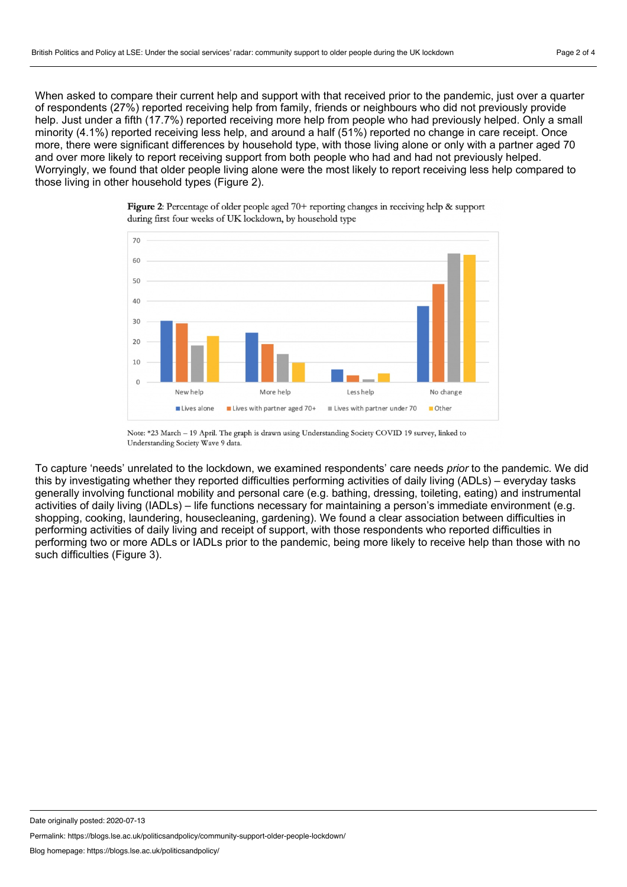When asked to compare their current help and support with that received prior to the pandemic, just over a quarter of respondents (27%) reported receiving help from family, friends or neighbours who did not previously provide help. Just under a fifth (17.7%) reported receiving more help from people who had previously helped. Only a small minority (4.1%) reported receiving less help, and around a half (51%) reported no change in care receipt. Once more, there were significant differences by household type, with those living alone or only with a partner aged 70 and over more likely to report receiving support from both people who had and had not previously helped. Worryingly, we found that older people living alone were the most likely to report receiving less help compared to those living in other household types (Figure 2).

**Figure 2**: Percentage of older people aged 70+ reporting changes in receiving help & support during first four weeks of UK lockdown, by household type

Note: *23 March – 19 April. The graph is drawn using Understanding Society COVID 19 survey, linked to Understanding Society Wave 9 data.

To capture 'needs' unrelated to the lockdown, we examined respondents' care needs *prior* to the pandemic. We did this by investigating whether they reported difficulties performing activities of daily living (ADLs) – everyday tasks generally involving functional mobility and personal care (e.g. bathing, dressing, toileting, eating) and instrumental activities of daily living (IADLs) – life functions necessary for maintaining a person's immediate environment (e.g. shopping, cooking, laundering, housecleaning, gardening). We found a clear association between difficulties in performing activities of daily living and receipt of support, with those respondents who reported difficulties in performing two or more ADLs or IADLs prior to the pandemic, being more likely to receive help than those with no such difficulties (Figure 3).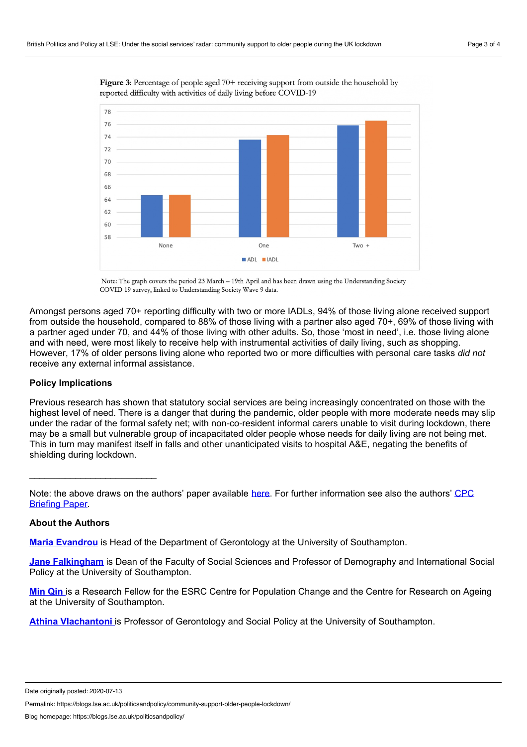**Figure 3**: Percentage of people aged 70+ receiving support from outside the household by reported difficulty with activities of daily living before COVID-19

Note: The graph covers the period 23 March – 19th April and has been drawn using the Understanding Society COVID 19 survey, linked to Understanding Society Wave 9 data.

Amongst persons aged 70+ reporting difficulty with two or more IADLs, 94% of those living alone received support from outside the household, compared to 88% of those living with a partner also aged 70+, 69% of those living with a partner aged under 70, and 44% of those living with other adults. So, those 'most in need', i.e. those living alone and with need, were most likely to receive help with instrumental activities of daily living, such as shopping. However, 17% of older persons living alone who reported two or more difficulties with personal care tasks *did not* receive any external informal assistance.

### Policy Implications

Previous research has shown that statutory social services are being increasingly concentrated on those with the highest level of need. There is a danger that during the pandemic, older people with more moderate needs may slip under the radar of the formal safety net; with non-co-resident informal carers unable to visit during lockdown, there may be a small but vulnerable group of incapacitated older people whose needs for daily living are not being met. This in turn may manifest itself in falls and other unanticipated visits to hospital A&E, negating the benefits of shielding during lockdown.

---

Note: the above draws on the authors' paper available here. For further information see also the authors' CPC Briefing Paper.

### About the Authors

**Maria Evandrou** is Head of the Department of Gerontology at the University of Southampton.

**Jane Falkingham** is Dean of the Faculty of Social Sciences and Professor of Demography and International Social Policy at the University of Southampton.

**Min Qin** is a Research Fellow for the ESRC Centre for Population Change and the Centre for Research on Ageing at the University of Southampton.

**Athina Vlachantoni** is Professor of Gerontology and Social Policy at the University of Southampton.

Date originally posted: 2020-07-13

Permalink: https://blogs.lse.ac.uk/politicsandpolicy/community-support-older-people-lockdown/

Blog homepage: https://blogs.lse.ac.uk/politicsandpolicy/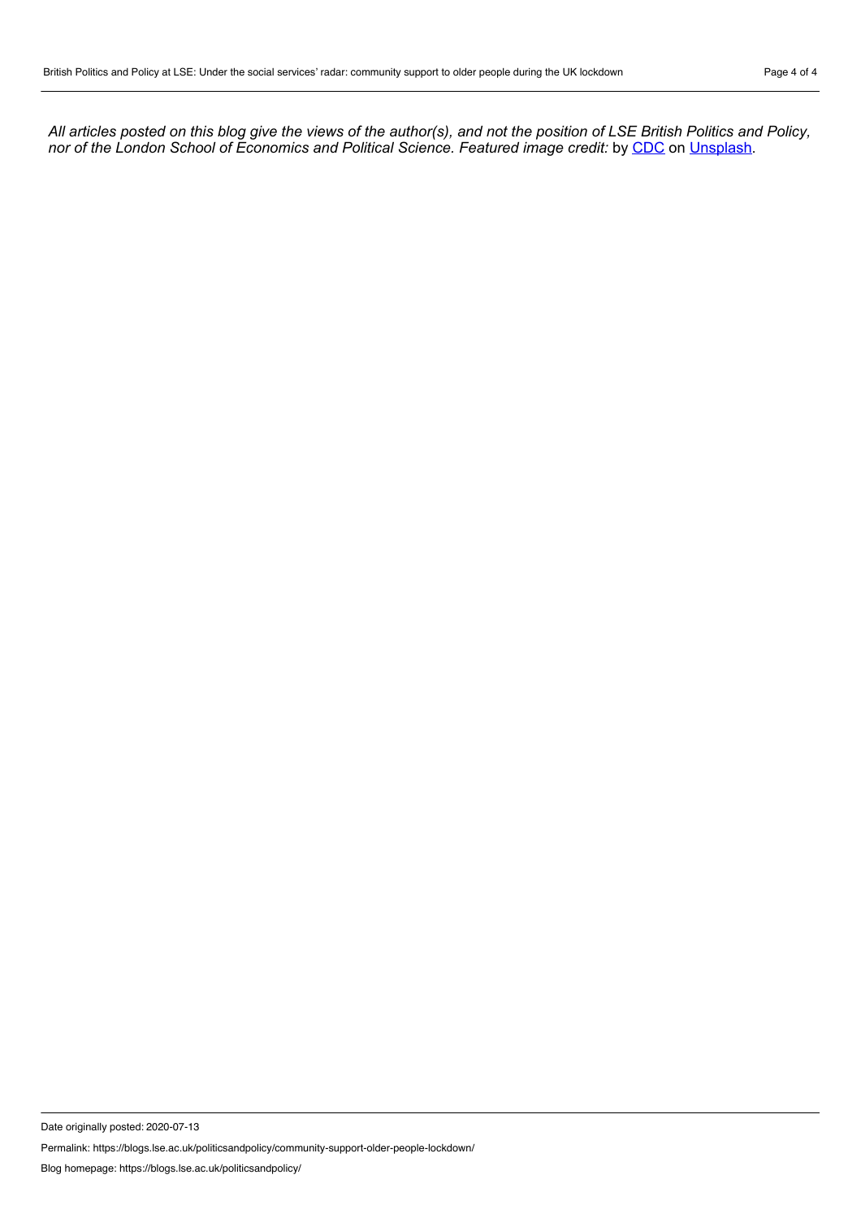*All articles posted on this blog give the views of the author(s), and not the position of LSE British Politics and Policy, nor of the London School of Economics and Political Science. Featured image credit:* by CDC on Unsplash.

Date originally posted: 2020-07-13

Permalink: https://blogs.lse.ac.uk/politicsandpolicy/community-support-older-people-lockdown/

Blog homepage: https://blogs.lse.ac.uk/politicsandpolicy/